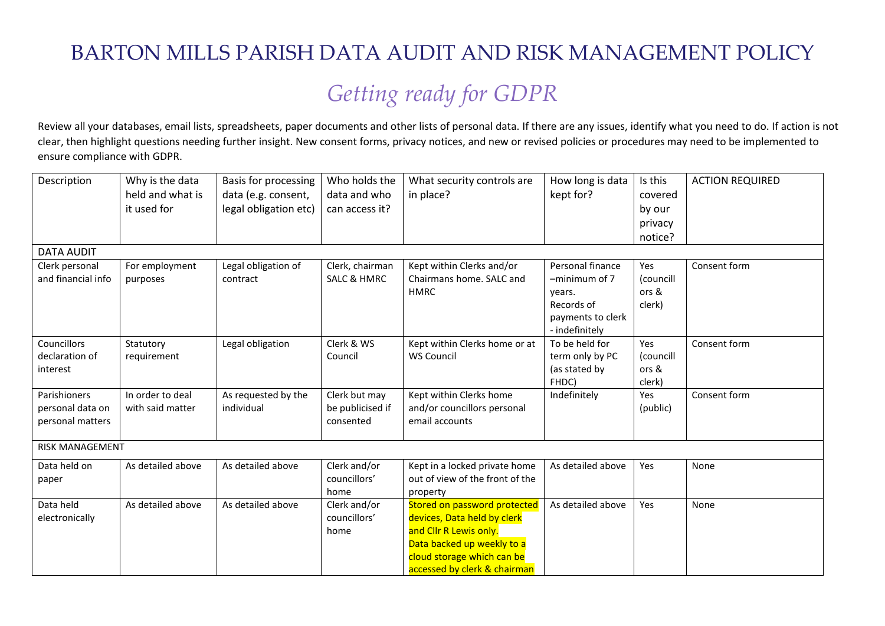# BARTON MILLS PARISH DATA AUDIT AND RISK MANAGEMENT POLICY

## *Getting ready for GDPR*

Review all your databases, email lists, spreadsheets, paper documents and other lists of personal data. If there are any issues, identify what you need to do. If action is not clear, then highlight questions needing further insight. New consent forms, privacy notices, and new or revised policies or procedures may need to be implemented to ensure compliance with GDPR.

| Description | Why is the data held and what is it used for | Basis for processing data (e.g. consent, legal obligation etc) | Who holds the data and who can access it? | What security controls are in place? | How long is data kept for? | Is this covered by our privacy notice? | ACTION REQUIRED |
|---|---|---|---|---|---|---|---|
| DATA AUDIT | | | | | | | |
| Clerk personal and financial info | For employment purposes | Legal obligation of contract | Clerk, chairman SALC & HMRC | Kept within Clerks and/or Chairmans home. SALC and HMRC | Personal finance –minimum of 7 years. Records of payments to clerk - indefinitely | Yes (councillors & clerk) | Consent form |
| Councillors declaration of interest | Statutory requirement | Legal obligation | Clerk & WS Council | Kept within Clerks home or at WS Council | To be held for term only by PC (as stated by FHDC) | Yes (councillors & clerk) | Consent form |
| Parishioners personal data on personal matters | In order to deal with said matter | As requested by the individual | Clerk but may be publicised if consented | Kept within Clerks home and/or councillors personal email accounts | Indefinitely | Yes (public) | Consent form |
| RISK MANAGEMENT | | | | | | | |
| Data held on paper | As detailed above | As detailed above | Clerk and/or councillors' home | Kept in a locked private home out of view of the front of the property | As detailed above | Yes | None |
| Data held electronically | As detailed above | As detailed above | Clerk and/or councillors' home | Stored on password protected devices, Data held by clerk and Cllr R Lewis only. Data backed up weekly to a cloud storage which can be accessed by clerk & chairman | As detailed above | Yes | None |